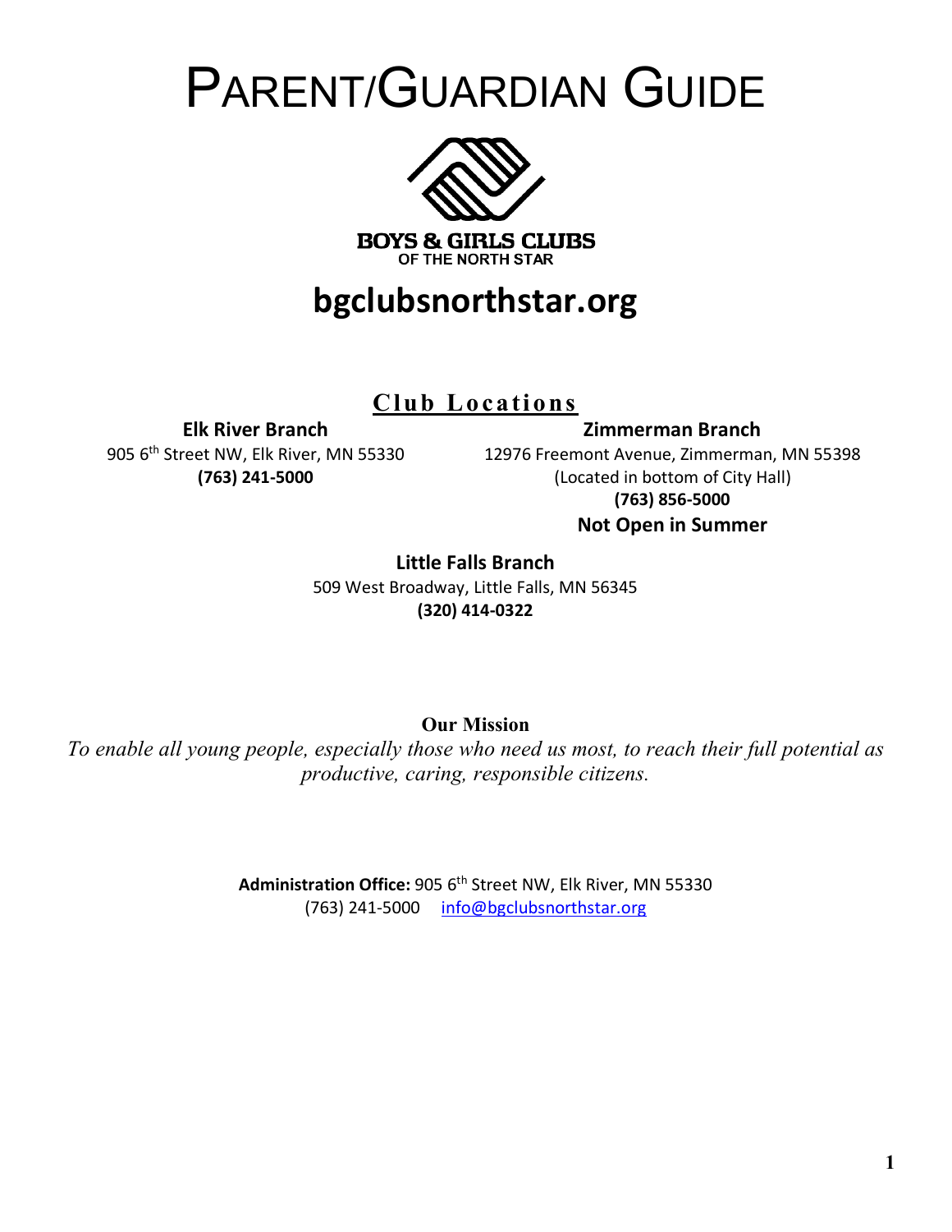# PARENT/GUARDIAN GUIDE

BOYS & GIRLS CLUBS
OF THE NORTH STAR

## bgclubsnorthstar.org

## Club Locations

**Elk River Branch**
905 6th Street NW, Elk River, MN 55330
**(763) 241-5000**

**Zimmerman Branch**
12976 Freemont Avenue, Zimmerman, MN 55398
(Located in bottom of City Hall)
**(763) 856-5000**
**Not Open in Summer**

**Little Falls Branch**
509 West Broadway, Little Falls, MN 56345
**(320) 414-0322**

**Our Mission**

*To enable all young people, especially those who need us most, to reach their full potential as productive, caring, responsible citizens.*

**Administration Office:** 905 6th Street NW, Elk River, MN 55330
(763) 241-5000 info@bgclubsnorthstar.org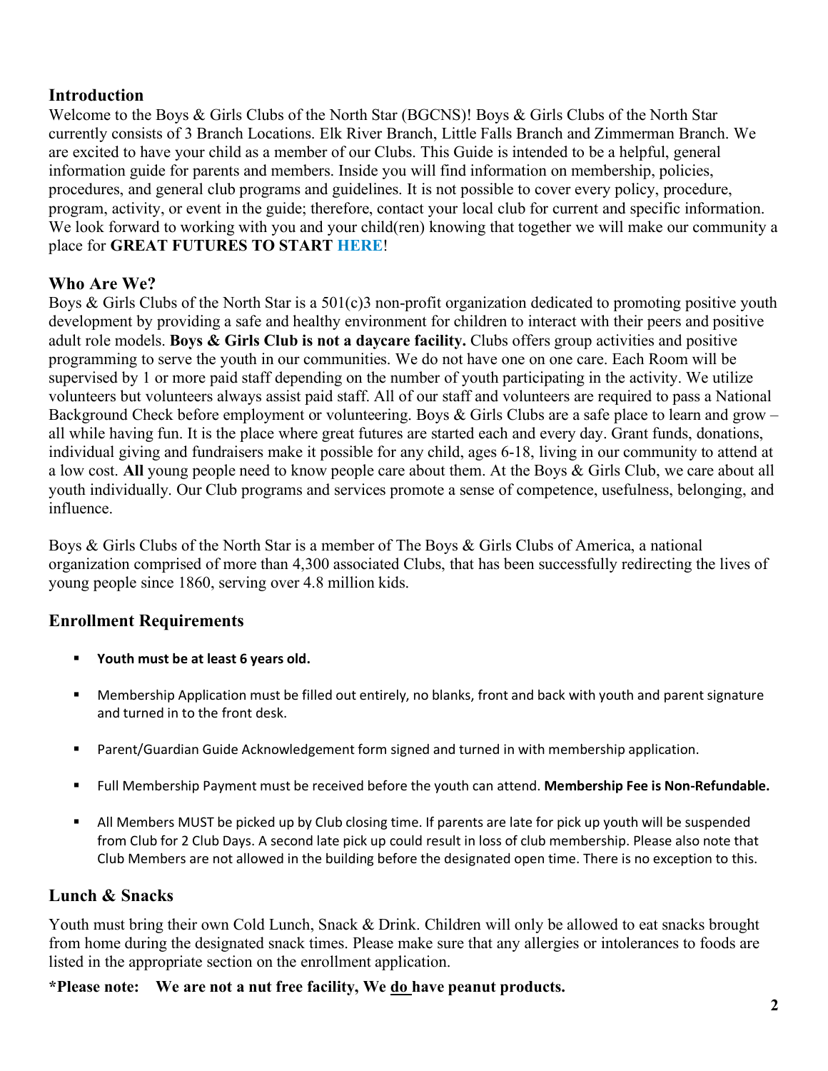## Introduction

Welcome to the Boys & Girls Clubs of the North Star (BGCNS)! Boys & Girls Clubs of the North Star currently consists of 3 Branch Locations. Elk River Branch, Little Falls Branch and Zimmerman Branch. We are excited to have your child as a member of our Clubs. This Guide is intended to be a helpful, general information guide for parents and members. Inside you will find information on membership, policies, procedures, and general club programs and guidelines. It is not possible to cover every policy, procedure, program, activity, or event in the guide; therefore, contact your local club for current and specific information. We look forward to working with you and your child(ren) knowing that together we will make our community a place for **GREAT FUTURES TO START HERE**!

## Who Are We?

Boys & Girls Clubs of the North Star is a 501(c)3 non-profit organization dedicated to promoting positive youth development by providing a safe and healthy environment for children to interact with their peers and positive adult role models. **Boys & Girls Club is not a daycare facility.** Clubs offers group activities and positive programming to serve the youth in our communities. We do not have one on one care. Each Room will be supervised by 1 or more paid staff depending on the number of youth participating in the activity. We utilize volunteers but volunteers always assist paid staff. All of our staff and volunteers are required to pass a National Background Check before employment or volunteering. Boys & Girls Clubs are a safe place to learn and grow – all while having fun. It is the place where great futures are started each and every day. Grant funds, donations, individual giving and fundraisers make it possible for any child, ages 6-18, living in our community to attend at a low cost. **All** young people need to know people care about them. At the Boys & Girls Club, we care about all youth individually. Our Club programs and services promote a sense of competence, usefulness, belonging, and influence.

Boys & Girls Clubs of the North Star is a member of The Boys & Girls Clubs of America, a national organization comprised of more than 4,300 associated Clubs, that has been successfully redirecting the lives of young people since 1860, serving over 4.8 million kids.

## Enrollment Requirements

- **Youth must be at least 6 years old.**
- Membership Application must be filled out entirely, no blanks, front and back with youth and parent signature and turned in to the front desk.
- Parent/Guardian Guide Acknowledgement form signed and turned in with membership application.
- Full Membership Payment must be received before the youth can attend. **Membership Fee is Non-Refundable.**
- All Members MUST be picked up by Club closing time. If parents are late for pick up youth will be suspended from Club for 2 Club Days. A second late pick up could result in loss of club membership. Please also note that Club Members are not allowed in the building before the designated open time. There is no exception to this.

## Lunch & Snacks

Youth must bring their own Cold Lunch, Snack & Drink. Children will only be allowed to eat snacks brought from home during the designated snack times. Please make sure that any allergies or intolerances to foods are listed in the appropriate section on the enrollment application.

**\*Please note: We are not a nut free facility, We do have peanut products.**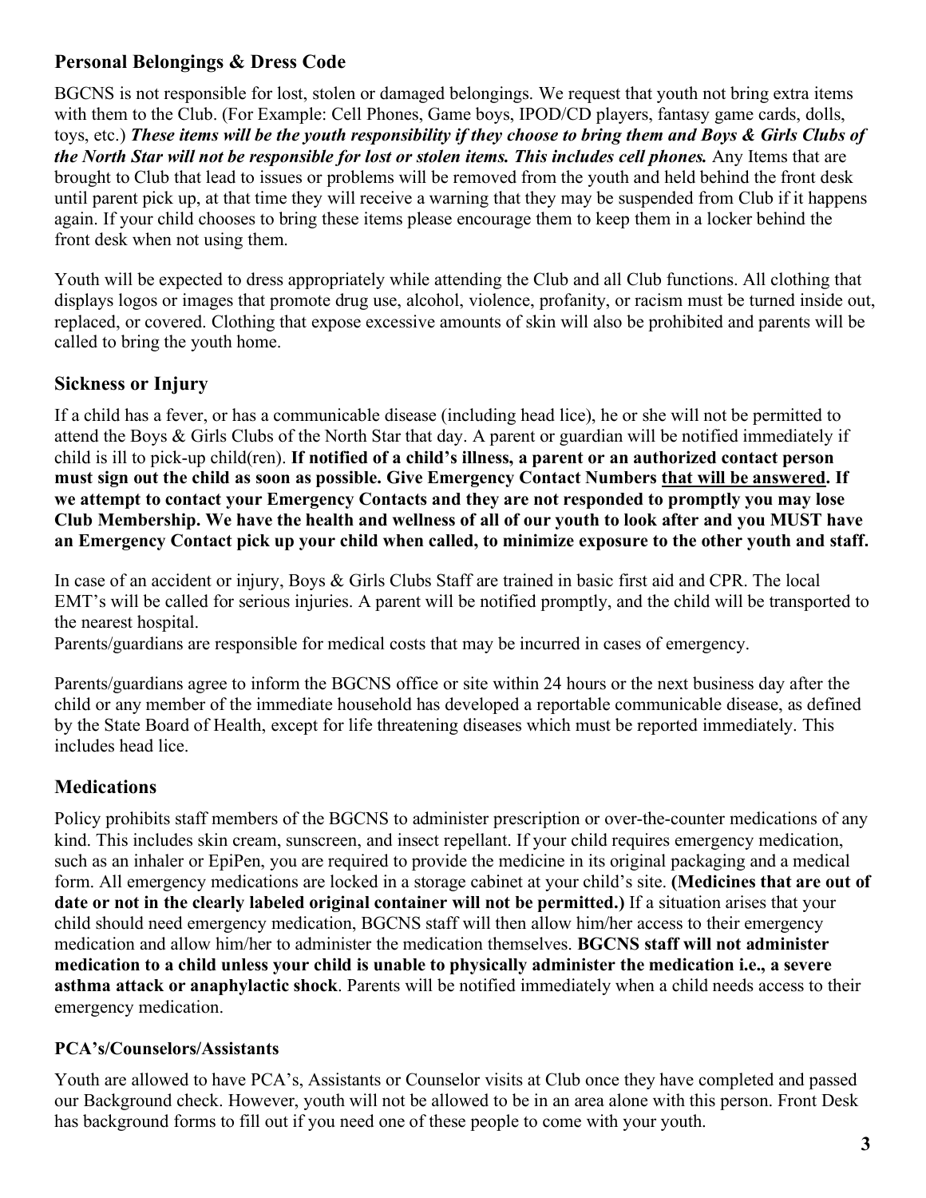## Personal Belongings & Dress Code

BGCNS is not responsible for lost, stolen or damaged belongings. We request that youth not bring extra items with them to the Club. (For Example: Cell Phones, Game boys, IPOD/CD players, fantasy game cards, dolls, toys, etc.) ***These items will be the youth responsibility if they choose to bring them and Boys & Girls Clubs of the North Star will not be responsible for lost or stolen items. This includes cell phones.*** Any Items that are brought to Club that lead to issues or problems will be removed from the youth and held behind the front desk until parent pick up, at that time they will receive a warning that they may be suspended from Club if it happens again. If your child chooses to bring these items please encourage them to keep them in a locker behind the front desk when not using them.

Youth will be expected to dress appropriately while attending the Club and all Club functions. All clothing that displays logos or images that promote drug use, alcohol, violence, profanity, or racism must be turned inside out, replaced, or covered. Clothing that expose excessive amounts of skin will also be prohibited and parents will be called to bring the youth home.

## Sickness or Injury

If a child has a fever, or has a communicable disease (including head lice), he or she will not be permitted to attend the Boys & Girls Clubs of the North Star that day. A parent or guardian will be notified immediately if child is ill to pick-up child(ren). **If notified of a child's illness, a parent or an authorized contact person must sign out the child as soon as possible. Give Emergency Contact Numbers <u>that will be answered</u>. If we attempt to contact your Emergency Contacts and they are not responded to promptly you may lose Club Membership. We have the health and wellness of all of our youth to look after and you MUST have an Emergency Contact pick up your child when called, to minimize exposure to the other youth and staff.**

In case of an accident or injury, Boys & Girls Clubs Staff are trained in basic first aid and CPR. The local EMT's will be called for serious injuries. A parent will be notified promptly, and the child will be transported to the nearest hospital.
Parents/guardians are responsible for medical costs that may be incurred in cases of emergency.

Parents/guardians agree to inform the BGCNS office or site within 24 hours or the next business day after the child or any member of the immediate household has developed a reportable communicable disease, as defined by the State Board of Health, except for life threatening diseases which must be reported immediately. This includes head lice.

## Medications

Policy prohibits staff members of the BGCNS to administer prescription or over-the-counter medications of any kind. This includes skin cream, sunscreen, and insect repellant. If your child requires emergency medication, such as an inhaler or EpiPen, you are required to provide the medicine in its original packaging and a medical form. All emergency medications are locked in a storage cabinet at your child's site. **(Medicines that are out of date or not in the clearly labeled original container will not be permitted.)** If a situation arises that your child should need emergency medication, BGCNS staff will then allow him/her access to their emergency medication and allow him/her to administer the medication themselves. **BGCNS staff will not administer medication to a child unless your child is unable to physically administer the medication i.e., a severe asthma attack or anaphylactic shock**. Parents will be notified immediately when a child needs access to their emergency medication.

### PCA's/Counselors/Assistants

Youth are allowed to have PCA's, Assistants or Counselor visits at Club once they have completed and passed our Background check. However, youth will not be allowed to be in an area alone with this person. Front Desk has background forms to fill out if you need one of these people to come with your youth.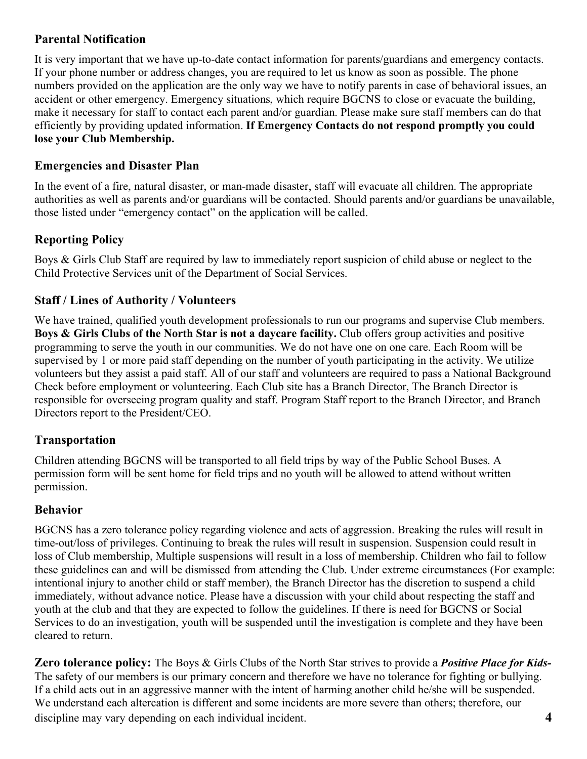### Parental Notification

It is very important that we have up-to-date contact information for parents/guardians and emergency contacts. If your phone number or address changes, you are required to let us know as soon as possible. The phone numbers provided on the application are the only way we have to notify parents in case of behavioral issues, an accident or other emergency. Emergency situations, which require BGCNS to close or evacuate the building, make it necessary for staff to contact each parent and/or guardian. Please make sure staff members can do that efficiently by providing updated information. **If Emergency Contacts do not respond promptly you could lose your Club Membership.**

### Emergencies and Disaster Plan

In the event of a fire, natural disaster, or man-made disaster, staff will evacuate all children. The appropriate authorities as well as parents and/or guardians will be contacted. Should parents and/or guardians be unavailable, those listed under "emergency contact" on the application will be called.

### Reporting Policy

Boys & Girls Club Staff are required by law to immediately report suspicion of child abuse or neglect to the Child Protective Services unit of the Department of Social Services.

### Staff / Lines of Authority / Volunteers

We have trained, qualified youth development professionals to run our programs and supervise Club members. **Boys & Girls Clubs of the North Star is not a daycare facility.** Club offers group activities and positive programming to serve the youth in our communities. We do not have one on one care. Each Room will be supervised by 1 or more paid staff depending on the number of youth participating in the activity. We utilize volunteers but they assist a paid staff. All of our staff and volunteers are required to pass a National Background Check before employment or volunteering. Each Club site has a Branch Director, The Branch Director is responsible for overseeing program quality and staff. Program Staff report to the Branch Director, and Branch Directors report to the President/CEO.

### Transportation

Children attending BGCNS will be transported to all field trips by way of the Public School Buses. A permission form will be sent home for field trips and no youth will be allowed to attend without written permission.

### Behavior

BGCNS has a zero tolerance policy regarding violence and acts of aggression. Breaking the rules will result in time-out/loss of privileges. Continuing to break the rules will result in suspension. Suspension could result in loss of Club membership, Multiple suspensions will result in a loss of membership. Children who fail to follow these guidelines can and will be dismissed from attending the Club. Under extreme circumstances (For example: intentional injury to another child or staff member), the Branch Director has the discretion to suspend a child immediately, without advance notice. Please have a discussion with your child about respecting the staff and youth at the club and that they are expected to follow the guidelines. If there is need for BGCNS or Social Services to do an investigation, youth will be suspended until the investigation is complete and they have been cleared to return.

**Zero tolerance policy:** The Boys & Girls Clubs of the North Star strives to provide a ***Positive Place for Kids-*** The safety of our members is our primary concern and therefore we have no tolerance for fighting or bullying. If a child acts out in an aggressive manner with the intent of harming another child he/she will be suspended. We understand each altercation is different and some incidents are more severe than others; therefore, our discipline may vary depending on each individual incident.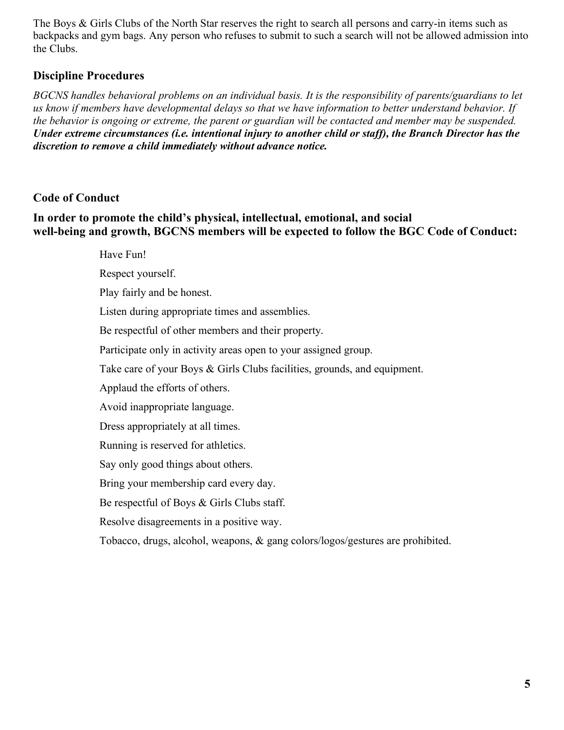The Boys & Girls Clubs of the North Star reserves the right to search all persons and carry-in items such as backpacks and gym bags. Any person who refuses to submit to such a search will not be allowed admission into the Clubs.

## Discipline Procedures

*BGCNS handles behavioral problems on an individual basis. It is the responsibility of parents/guardians to let us know if members have developmental delays so that we have information to better understand behavior. If the behavior is ongoing or extreme, the parent or guardian will be contacted and member may be suspended.* ***Under extreme circumstances (i.e. intentional injury to another child or staff), the Branch Director has the discretion to remove a child immediately without advance notice.***

## Code of Conduct

**In order to promote the child's physical, intellectual, emotional, and social well-being and growth, BGCNS members will be expected to follow the BGC Code of Conduct:**

Have Fun!

Respect yourself.

Play fairly and be honest.

Listen during appropriate times and assemblies.

Be respectful of other members and their property.

Participate only in activity areas open to your assigned group.

Take care of your Boys & Girls Clubs facilities, grounds, and equipment.

Applaud the efforts of others.

Avoid inappropriate language.

Dress appropriately at all times.

Running is reserved for athletics.

Say only good things about others.

Bring your membership card every day.

Be respectful of Boys & Girls Clubs staff.

Resolve disagreements in a positive way.

Tobacco, drugs, alcohol, weapons, & gang colors/logos/gestures are prohibited.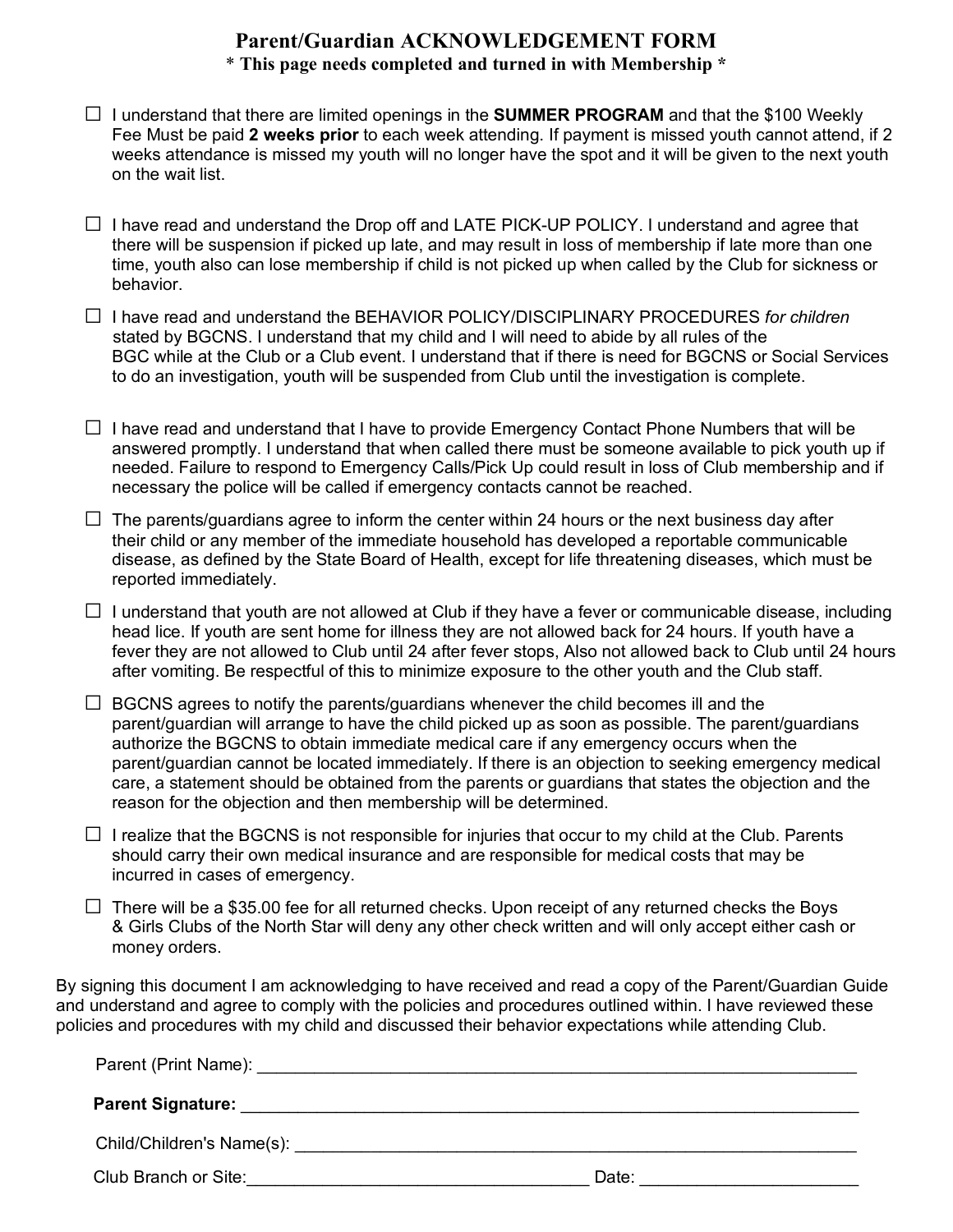# Parent/Guardian ACKNOWLEDGEMENT FORM

**\* This page needs completed and turned in with Membership \***

- ☐ I understand that there are limited openings in the **SUMMER PROGRAM** and that the $100 Weekly Fee Must be paid **2 weeks prior** to each week attending. If payment is missed youth cannot attend, if 2 weeks attendance is missed my youth will no longer have the spot and it will be given to the next youth on the wait list.

- ☐ I have read and understand the Drop off and LATE PICK-UP POLICY. I understand and agree that there will be suspension if picked up late, and may result in loss of membership if late more than one time, youth also can lose membership if child is not picked up when called by the Club for sickness or behavior.

- ☐ I have read and understand the BEHAVIOR POLICY/DISCIPLINARY PROCEDURES *for children* stated by BGCNS. I understand that my child and I will need to abide by all rules of the BGC while at the Club or a Club event. I understand that if there is need for BGCNS or Social Services to do an investigation, youth will be suspended from Club until the investigation is complete.

- ☐ I have read and understand that I have to provide Emergency Contact Phone Numbers that will be answered promptly. I understand that when called there must be someone available to pick youth up if needed. Failure to respond to Emergency Calls/Pick Up could result in loss of Club membership and if necessary the police will be called if emergency contacts cannot be reached.

- ☐ The parents/guardians agree to inform the center within 24 hours or the next business day after their child or any member of the immediate household has developed a reportable communicable disease, as defined by the State Board of Health, except for life threatening diseases, which must be reported immediately.

- ☐ I understand that youth are not allowed at Club if they have a fever or communicable disease, including head lice. If youth are sent home for illness they are not allowed back for 24 hours. If youth have a fever they are not allowed to Club until 24 after fever stops, Also not allowed back to Club until 24 hours after vomiting. Be respectful of this to minimize exposure to the other youth and the Club staff.

- ☐ BGCNS agrees to notify the parents/guardians whenever the child becomes ill and the parent/guardian will arrange to have the child picked up as soon as possible. The parent/guardians authorize the BGCNS to obtain immediate medical care if any emergency occurs when the parent/guardian cannot be located immediately. If there is an objection to seeking emergency medical care, a statement should be obtained from the parents or guardians that states the objection and the reason for the objection and then membership will be determined.

- ☐ I realize that the BGCNS is not responsible for injuries that occur to my child at the Club. Parents should carry their own medical insurance and are responsible for medical costs that may be incurred in cases of emergency.

- ☐ There will be a $35.00 fee for all returned checks. Upon receipt of any returned checks the Boys & Girls Clubs of the North Star will deny any other check written and will only accept either cash or money orders.

By signing this document I am acknowledging to have received and read a copy of the Parent/Guardian Guide and understand and agree to comply with the policies and procedures outlined within. I have reviewed these policies and procedures with my child and discussed their behavior expectations while attending Club.

Parent (Print Name): ______________________________________________________________

**Parent Signature:** ______________________________________________________________

Child/Children's Name(s): __________________________________________________________

Club Branch or Site:___________________________________ Date: ______________________